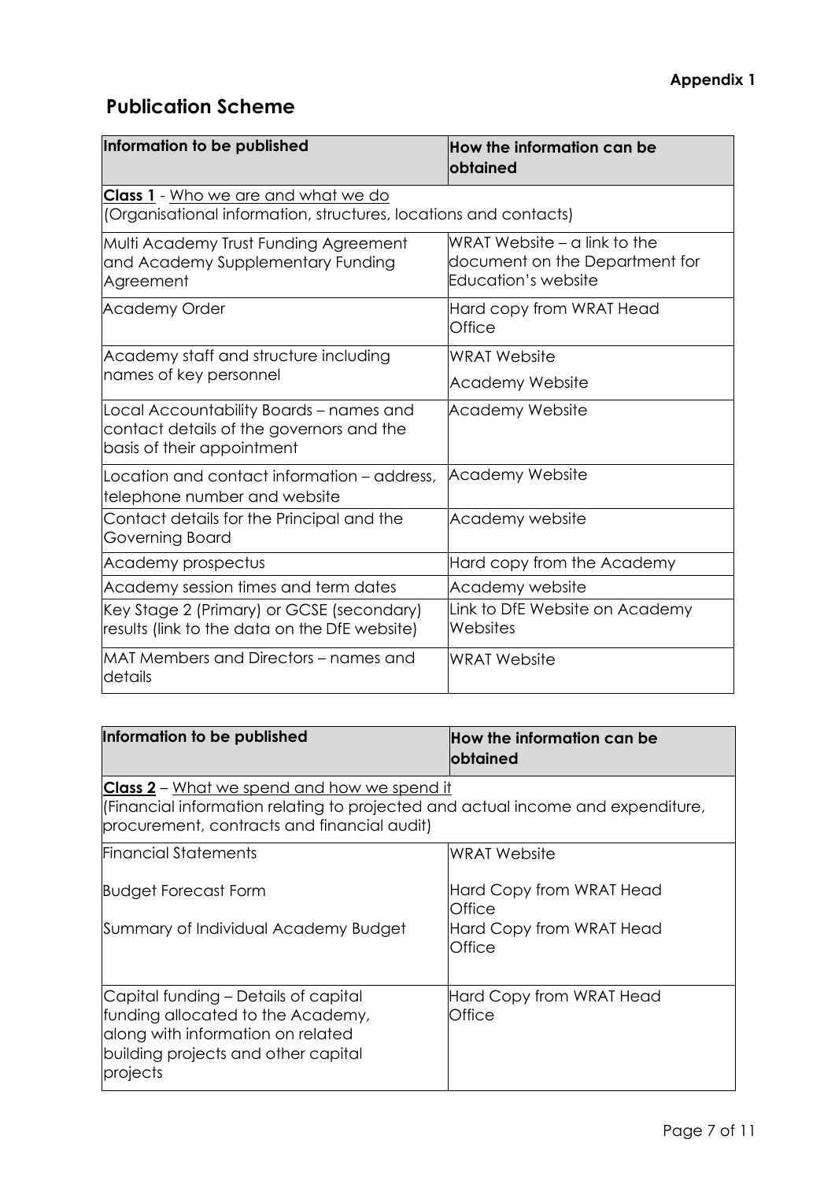**Appendix 1**

## Publication Scheme

| Information to be published | How the information can be obtained |
|---|---|
| **Class 1** - <u>Who we are and what we do</u><br>(Organisational information, structures, locations and contacts) | |
| Multi Academy Trust Funding Agreement and Academy Supplementary Funding Agreement | WRAT Website – a link to the document on the Department for Education's website |
| Academy Order | Hard copy from WRAT Head Office |
| Academy staff and structure including names of key personnel | WRAT Website<br>Academy Website |
| Local Accountability Boards – names and contact details of the governors and the basis of their appointment | Academy Website |
| Location and contact information – address, telephone number and website | Academy Website |
| Contact details for the Principal and the Governing Board | Academy website |
| Academy prospectus | Hard copy from the Academy |
| Academy session times and term dates | Academy website |
| Key Stage 2 (Primary) or GCSE (secondary) results (link to the data on the DfE website) | Link to DfE Website on Academy Websites |
| MAT Members and Directors – names and details | WRAT Website |

| Information to be published | How the information can be obtained |
|---|---|
| **Class 2** – <u>What we spend and how we spend it</u><br>(Financial information relating to projected and actual income and expenditure, procurement, contracts and financial audit) | |
| Financial Statements<br><br>Budget Forecast Form<br><br>Summary of Individual Academy Budget | WRAT Website<br><br>Hard Copy from WRAT Head Office<br><br>Hard Copy from WRAT Head Office |
| Capital funding – Details of capital funding allocated to the Academy, along with information on related building projects and other capital projects | Hard Copy from WRAT Head Office |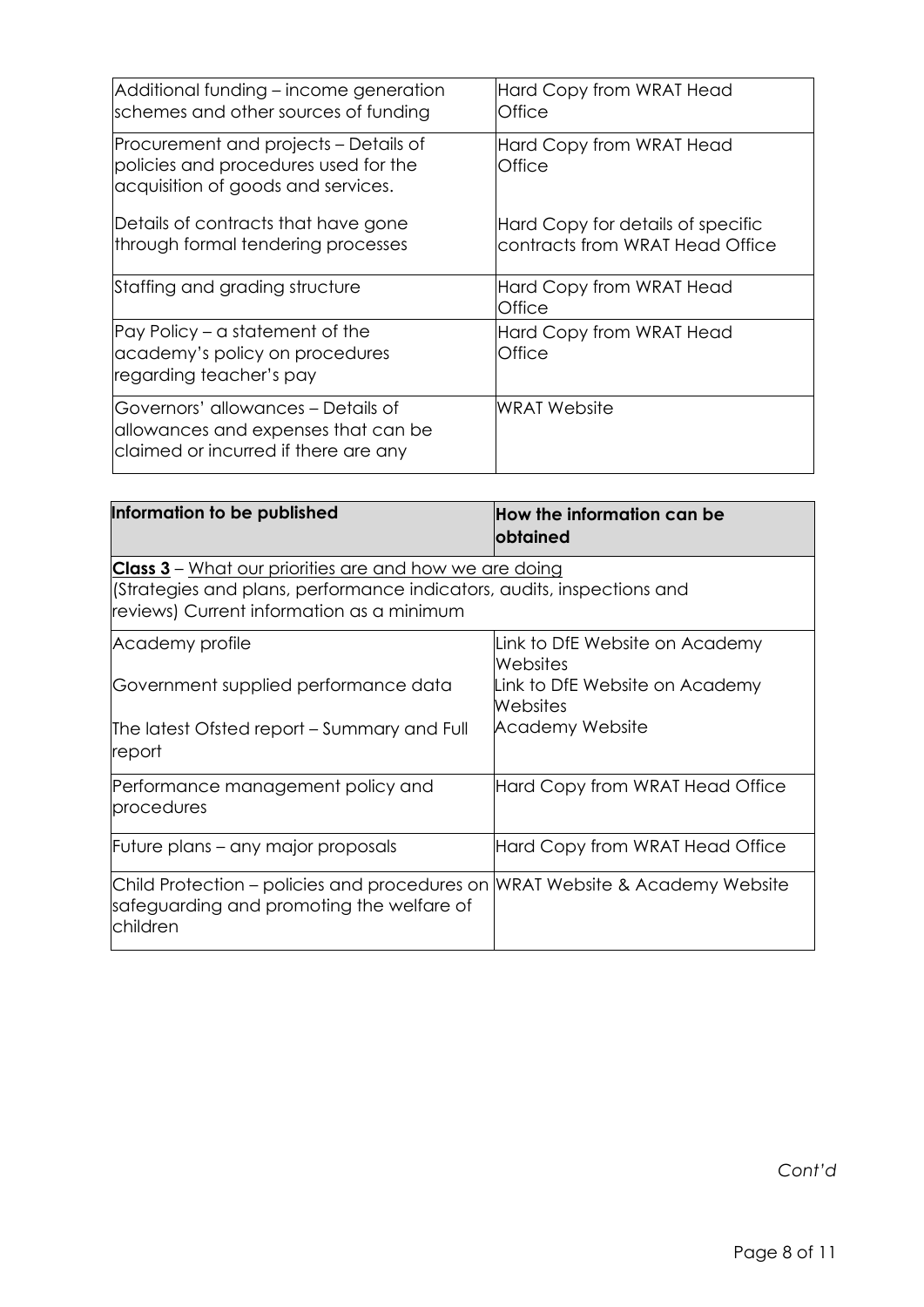| | |
|---|---|
| Additional funding – income generation schemes and other sources of funding | Hard Copy from WRAT Head Office |
| Procurement and projects – Details of policies and procedures used for the acquisition of goods and services.<br><br>Details of contracts that have gone through formal tendering processes | Hard Copy from WRAT Head Office<br><br>Hard Copy for details of specific contracts from WRAT Head Office |
| Staffing and grading structure | Hard Copy from WRAT Head Office |
| Pay Policy – a statement of the academy's policy on procedures regarding teacher's pay | Hard Copy from WRAT Head Office |
| Governors' allowances – Details of allowances and expenses that can be claimed or incurred if there are any | WRAT Website |

| Information to be published | How the information can be obtained |
|---|---|
| **Class 3** – What our priorities are and how we are doing<br>(Strategies and plans, performance indicators, audits, inspections and reviews) Current information as a minimum | |
| Academy profile<br><br>Government supplied performance data<br><br>The latest Ofsted report – Summary and Full report | Link to DfE Website on Academy Websites<br>Link to DfE Website on Academy Websites<br>Academy Website |
| Performance management policy and procedures | Hard Copy from WRAT Head Office |
| Future plans – any major proposals | Hard Copy from WRAT Head Office |
| Child Protection – policies and procedures on safeguarding and promoting the welfare of children | WRAT Website & Academy Website |

*Cont'd*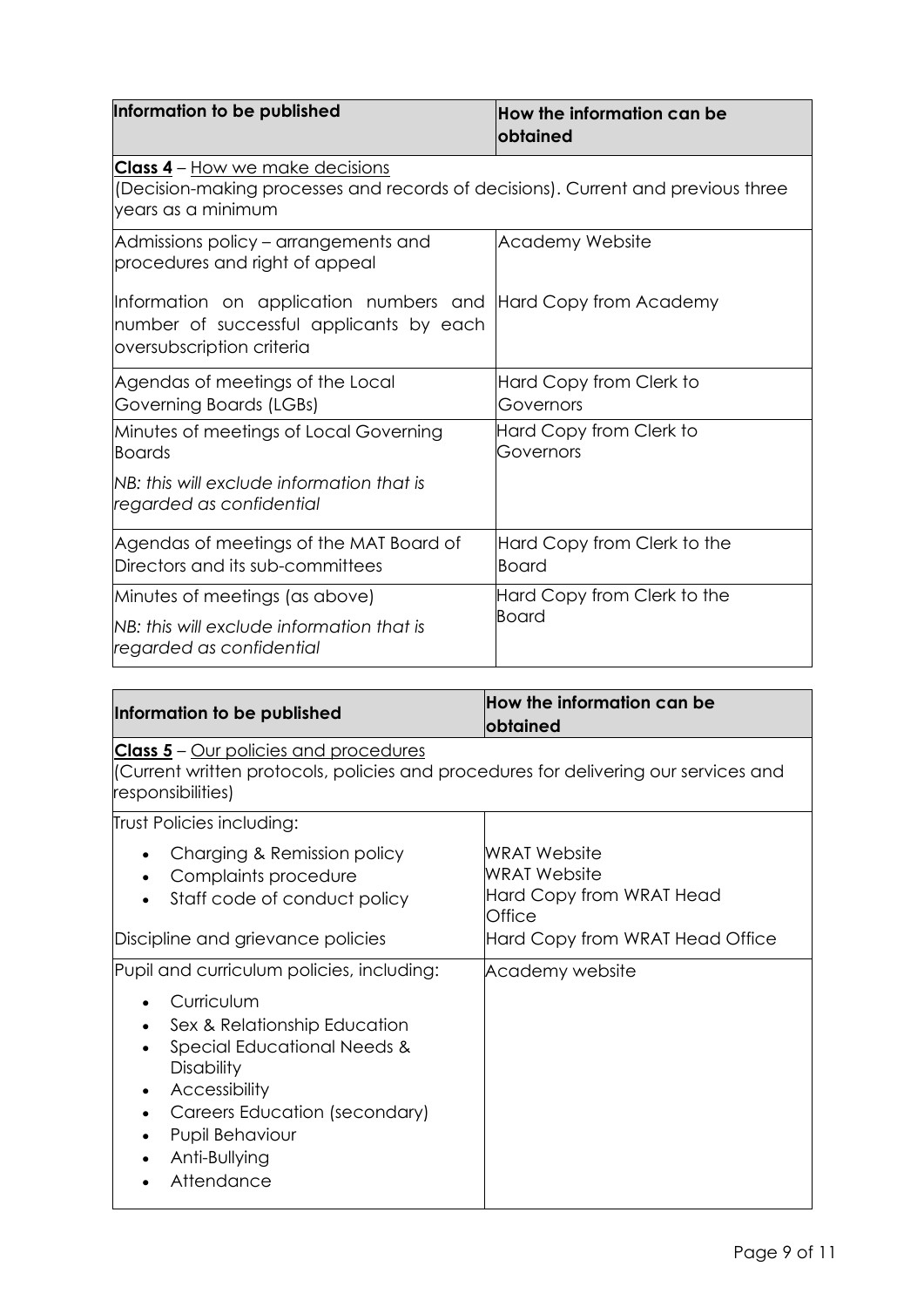| Information to be published | How the information can be obtained |
|---|---|
| **Class 4** – How we make decisions<br>(Decision-making processes and records of decisions). Current and previous three years as a minimum | |
| Admissions policy – arrangements and procedures and right of appeal<br><br>Information on application numbers and number of successful applicants by each oversubscription criteria | Academy Website<br><br>Hard Copy from Academy |
| Agendas of meetings of the Local Governing Boards (LGBs) | Hard Copy from Clerk to Governors |
| Minutes of meetings of Local Governing Boards<br><br>*NB: this will exclude information that is regarded as confidential* | Hard Copy from Clerk to Governors |
| Agendas of meetings of the MAT Board of Directors and its sub-committees | Hard Copy from Clerk to the Board |
| Minutes of meetings (as above)<br><br>*NB: this will exclude information that is regarded as confidential* | Hard Copy from Clerk to the Board |

| Information to be published | How the information can be obtained |
|---|---|
| **Class 5** – Our policies and procedures<br>(Current written protocols, policies and procedures for delivering our services and responsibilities) | |
| Trust Policies including:<br>• Charging & Remission policy<br>• Complaints procedure<br>• Staff code of conduct policy<br><br>Discipline and grievance policies | <br>WRAT Website<br>WRAT Website<br>Hard Copy from WRAT Head Office<br><br>Hard Copy from WRAT Head Office |
| Pupil and curriculum policies, including:<br>• Curriculum<br>• Sex & Relationship Education<br>• Special Educational Needs & Disability<br>• Accessibility<br>• Careers Education (secondary)<br>• Pupil Behaviour<br>• Anti-Bullying<br>• Attendance | Academy website |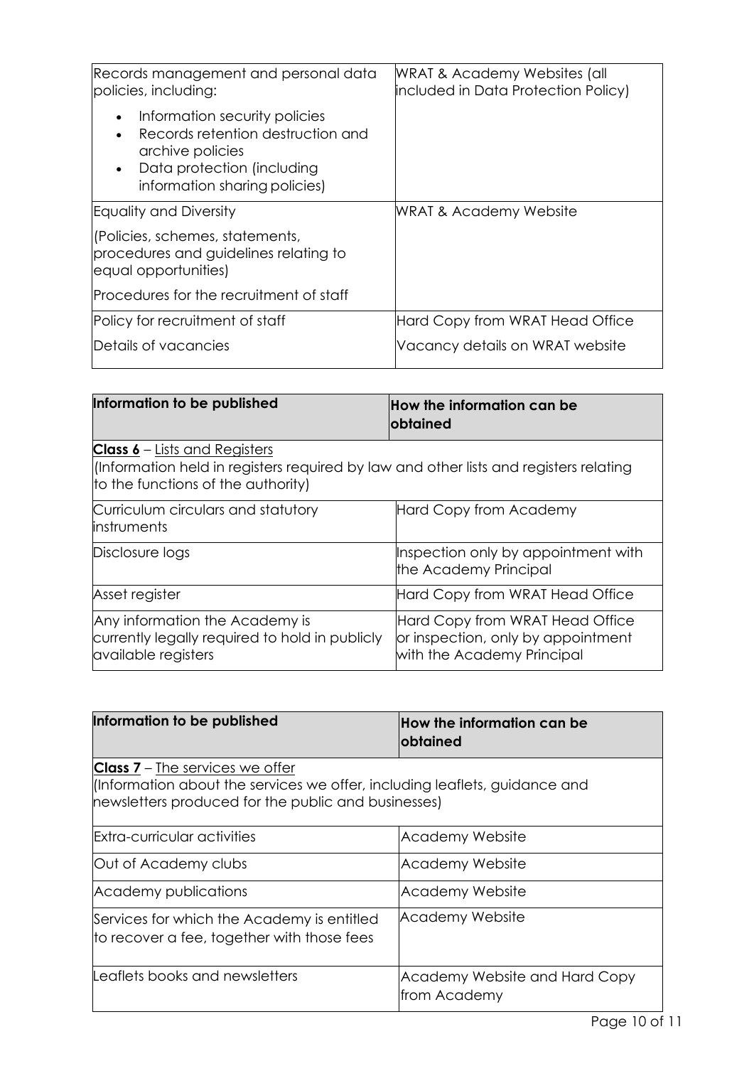| | |
|---|---|
| Records management and personal data policies, including:<br>• Information security policies<br>• Records retention destruction and archive policies<br>• Data protection (including information sharing policies) | WRAT & Academy Websites (all included in Data Protection Policy) |
| Equality and Diversity<br>(Policies, schemes, statements, procedures and guidelines relating to equal opportunities)<br>Procedures for the recruitment of staff | WRAT & Academy Website |
| Policy for recruitment of staff<br>Details of vacancies | Hard Copy from WRAT Head Office<br>Vacancy details on WRAT website |

| Information to be published | How the information can be obtained |
|---|---|
| **Class 6** – <u>Lists and Registers</u><br>(Information held in registers required by law and other lists and registers relating to the functions of the authority) | |
| Curriculum circulars and statutory instruments | Hard Copy from Academy |
| Disclosure logs | Inspection only by appointment with the Academy Principal |
| Asset register | Hard Copy from WRAT Head Office |
| Any information the Academy is currently legally required to hold in publicly available registers | Hard Copy from WRAT Head Office or inspection, only by appointment with the Academy Principal |

| Information to be published | How the information can be obtained |
|---|---|
| **Class 7** – <u>The services we offer</u><br>(Information about the services we offer, including leaflets, guidance and newsletters produced for the public and businesses) | |
| Extra-curricular activities | Academy Website |
| Out of Academy clubs | Academy Website |
| Academy publications | Academy Website |
| Services for which the Academy is entitled to recover a fee, together with those fees | Academy Website |
| Leaflets books and newsletters | Academy Website and Hard Copy from Academy |